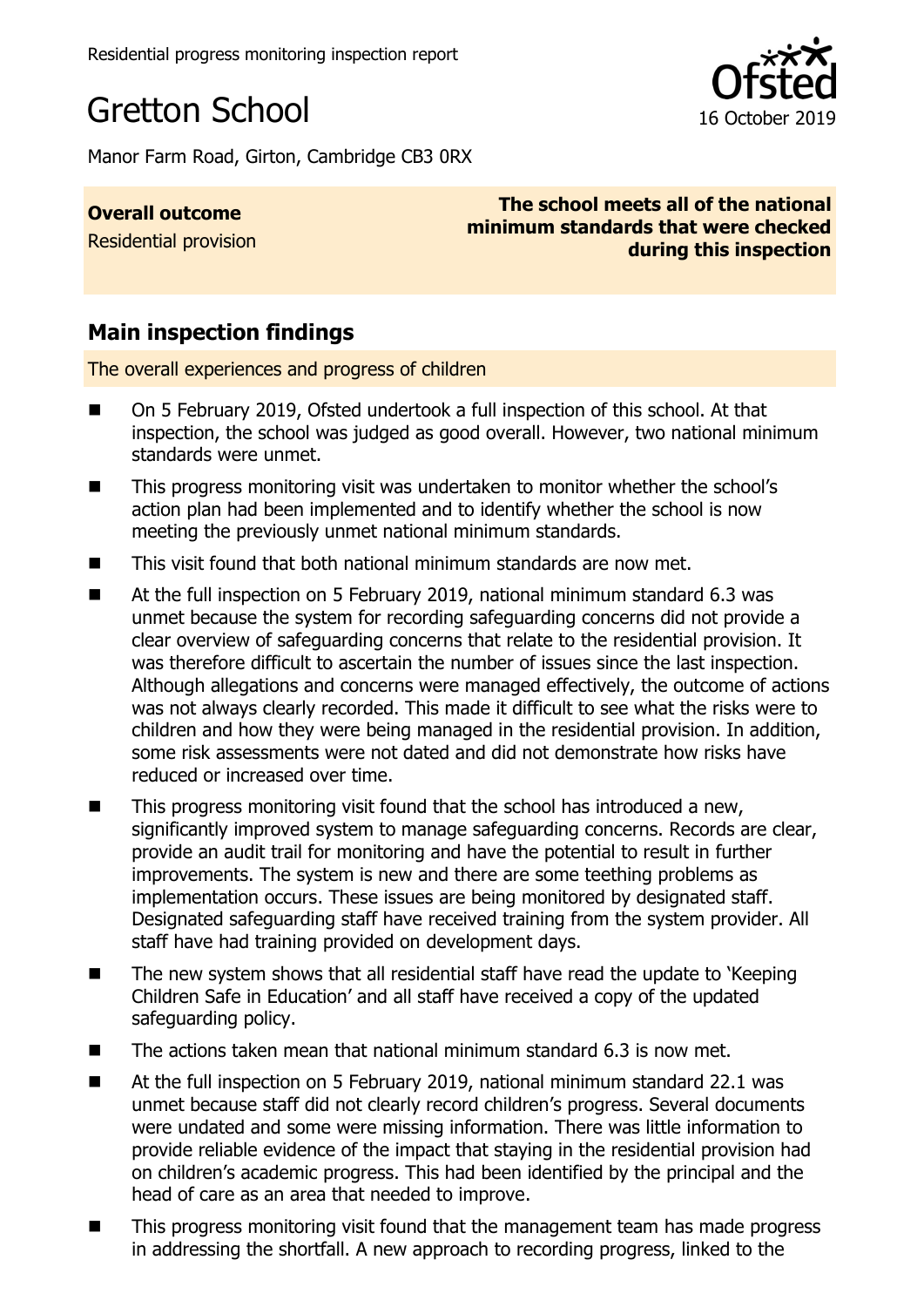Residential progress monitoring inspection report

# Gretton School

16 October 2019

Manor Farm Road, Girton, Cambridge CB3 0RX

| **Overall outcome** | **The school meets all of the national minimum standards that were checked during this inspection** |
| --- | --- |
| Residential provision | |

## Main inspection findings

The overall experiences and progress of children

- On 5 February 2019, Ofsted undertook a full inspection of this school. At that inspection, the school was judged as good overall. However, two national minimum standards were unmet.
- This progress monitoring visit was undertaken to monitor whether the school's action plan had been implemented and to identify whether the school is now meeting the previously unmet national minimum standards.
- This visit found that both national minimum standards are now met.
- At the full inspection on 5 February 2019, national minimum standard 6.3 was unmet because the system for recording safeguarding concerns did not provide a clear overview of safeguarding concerns that relate to the residential provision. It was therefore difficult to ascertain the number of issues since the last inspection. Although allegations and concerns were managed effectively, the outcome of actions was not always clearly recorded. This made it difficult to see what the risks were to children and how they were being managed in the residential provision. In addition, some risk assessments were not dated and did not demonstrate how risks have reduced or increased over time.
- This progress monitoring visit found that the school has introduced a new, significantly improved system to manage safeguarding concerns. Records are clear, provide an audit trail for monitoring and have the potential to result in further improvements. The system is new and there are some teething problems as implementation occurs. These issues are being monitored by designated staff. Designated safeguarding staff have received training from the system provider. All staff have had training provided on development days.
- The new system shows that all residential staff have read the update to 'Keeping Children Safe in Education' and all staff have received a copy of the updated safeguarding policy.
- The actions taken mean that national minimum standard 6.3 is now met.
- At the full inspection on 5 February 2019, national minimum standard 22.1 was unmet because staff did not clearly record children's progress. Several documents were undated and some were missing information. There was little information to provide reliable evidence of the impact that staying in the residential provision had on children's academic progress. This had been identified by the principal and the head of care as an area that needed to improve.
- This progress monitoring visit found that the management team has made progress in addressing the shortfall. A new approach to recording progress, linked to the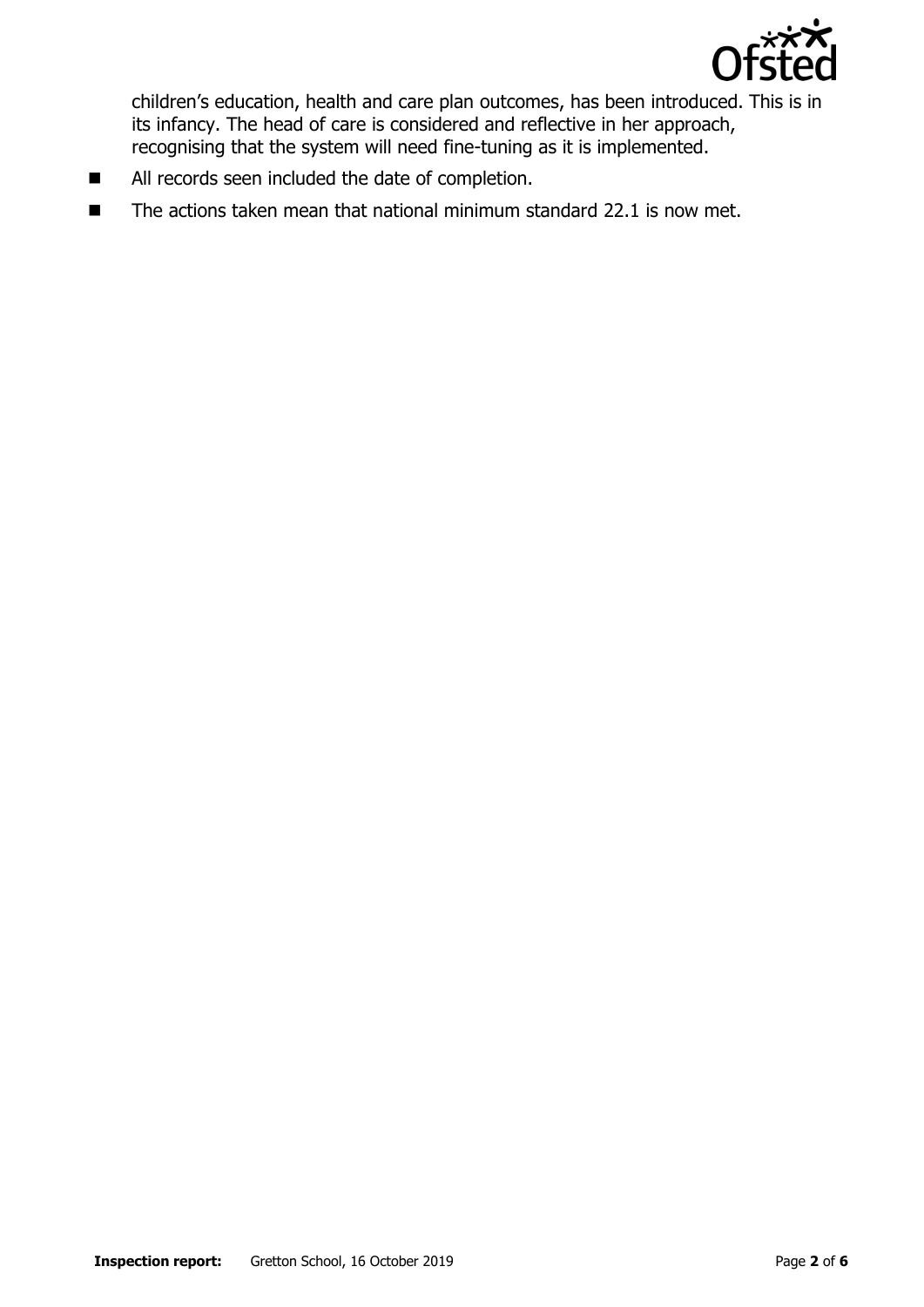children's education, health and care plan outcomes, has been introduced. This is in its infancy. The head of care is considered and reflective in her approach, recognising that the system will need fine-tuning as it is implemented.

- All records seen included the date of completion.
- The actions taken mean that national minimum standard 22.1 is now met.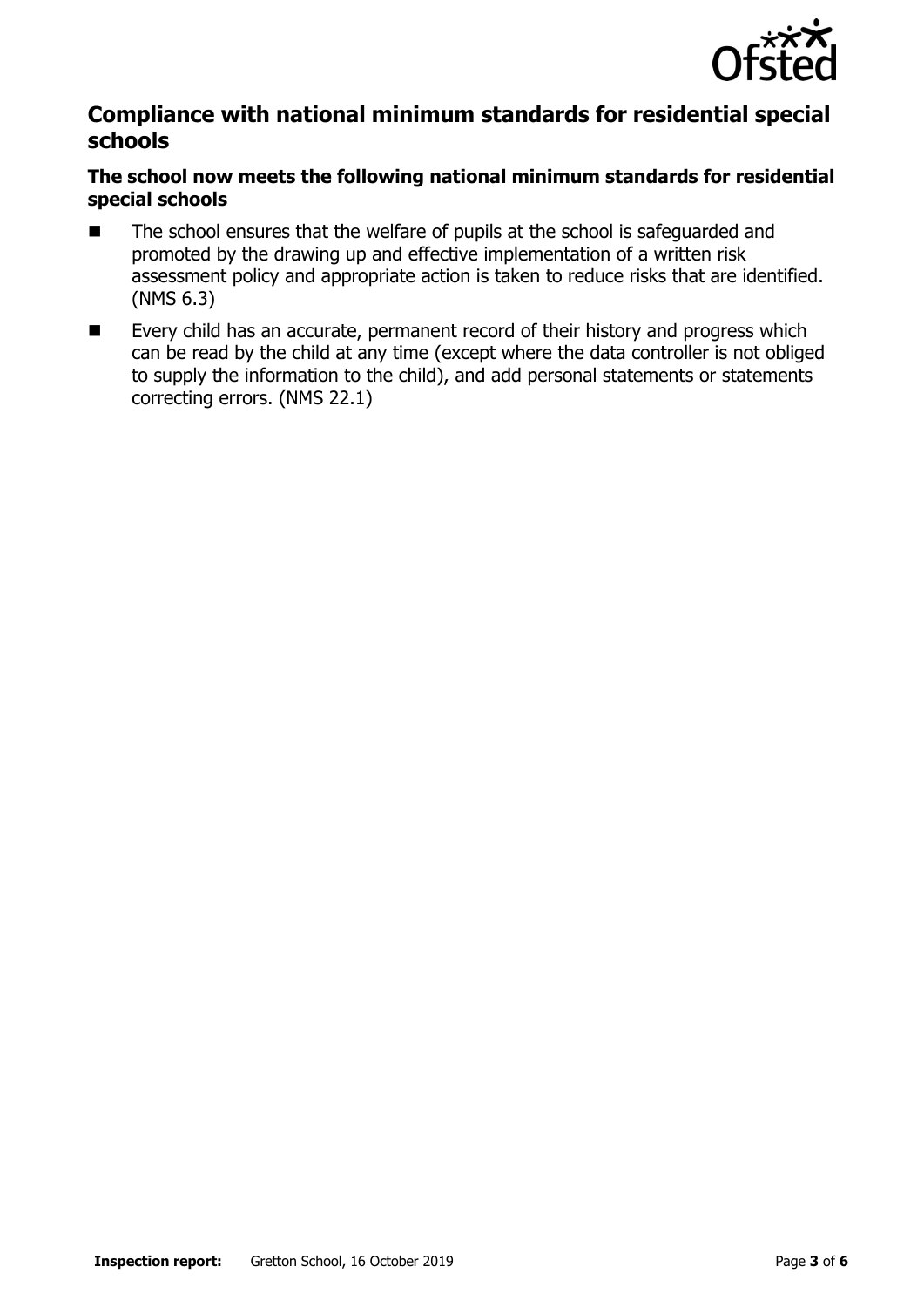## Compliance with national minimum standards for residential special schools

### The school now meets the following national minimum standards for residential special schools

- The school ensures that the welfare of pupils at the school is safeguarded and promoted by the drawing up and effective implementation of a written risk assessment policy and appropriate action is taken to reduce risks that are identified. (NMS 6.3)
- Every child has an accurate, permanent record of their history and progress which can be read by the child at any time (except where the data controller is not obliged to supply the information to the child), and add personal statements or statements correcting errors. (NMS 22.1)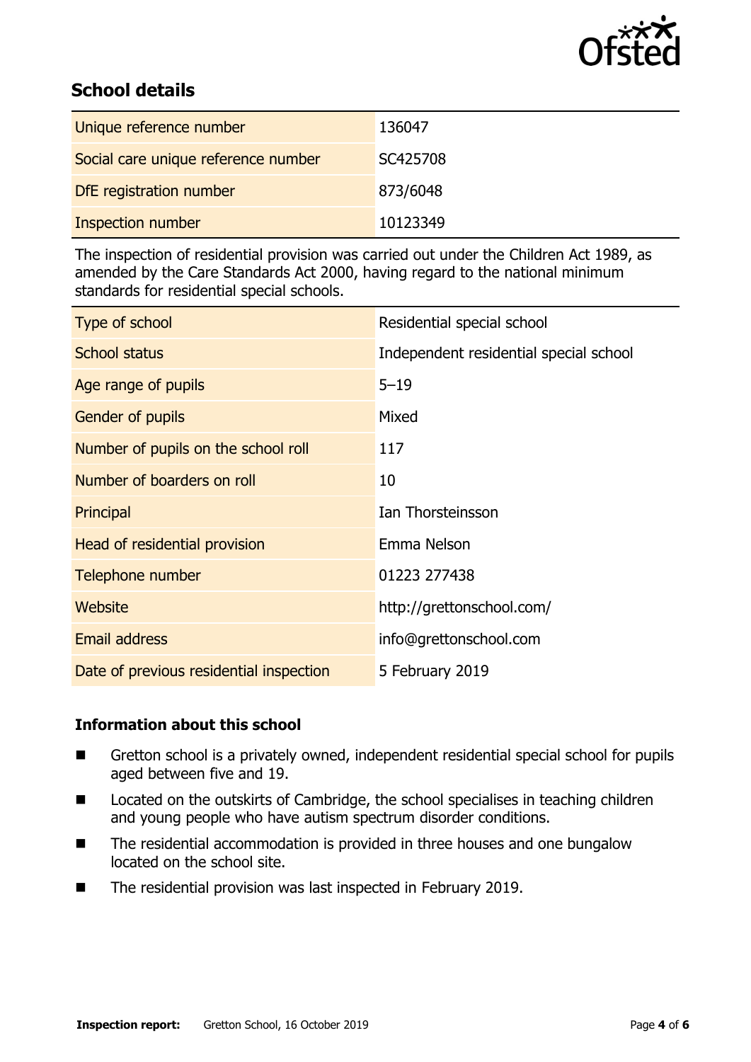## School details

| | |
|---|---|
| Unique reference number | 136047 |
| Social care unique reference number | SC425708 |
| DfE registration number | 873/6048 |
| Inspection number | 10123349 |

The inspection of residential provision was carried out under the Children Act 1989, as amended by the Care Standards Act 2000, having regard to the national minimum standards for residential special schools.

| | |
|---|---|
| Type of school | Residential special school |
| School status | Independent residential special school |
| Age range of pupils | 5–19 |
| Gender of pupils | Mixed |
| Number of pupils on the school roll | 117 |
| Number of boarders on roll | 10 |
| Principal | Ian Thorsteinsson |
| Head of residential provision | Emma Nelson |
| Telephone number | 01223 277438 |
| Website | http://grettonschool.com/ |
| Email address | info@grettonschool.com |
| Date of previous residential inspection | 5 February 2019 |

### Information about this school

- Gretton school is a privately owned, independent residential special school for pupils aged between five and 19.
- Located on the outskirts of Cambridge, the school specialises in teaching children and young people who have autism spectrum disorder conditions.
- The residential accommodation is provided in three houses and one bungalow located on the school site.
- The residential provision was last inspected in February 2019.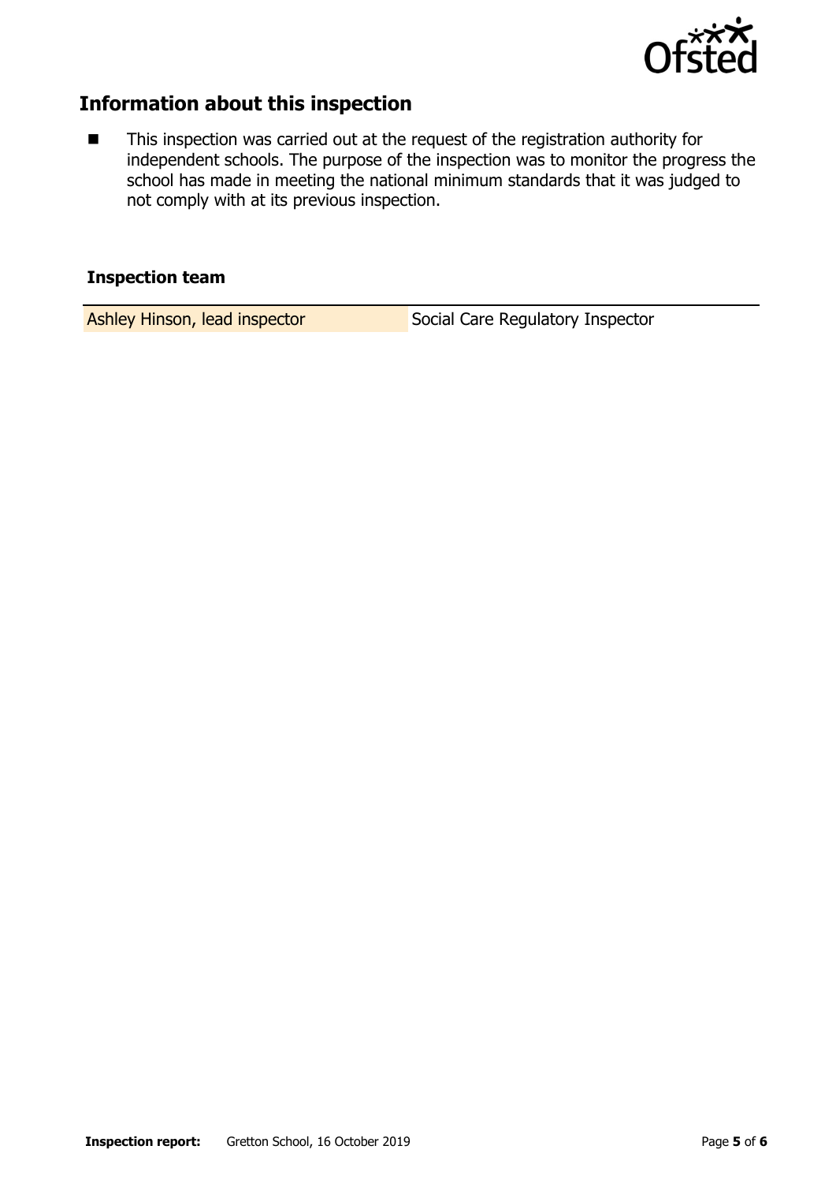## Information about this inspection

- This inspection was carried out at the request of the registration authority for independent schools. The purpose of the inspection was to monitor the progress the school has made in meeting the national minimum standards that it was judged to not comply with at its previous inspection.

### Inspection team

| | |
|---|---|
| Ashley Hinson, lead inspector | Social Care Regulatory Inspector |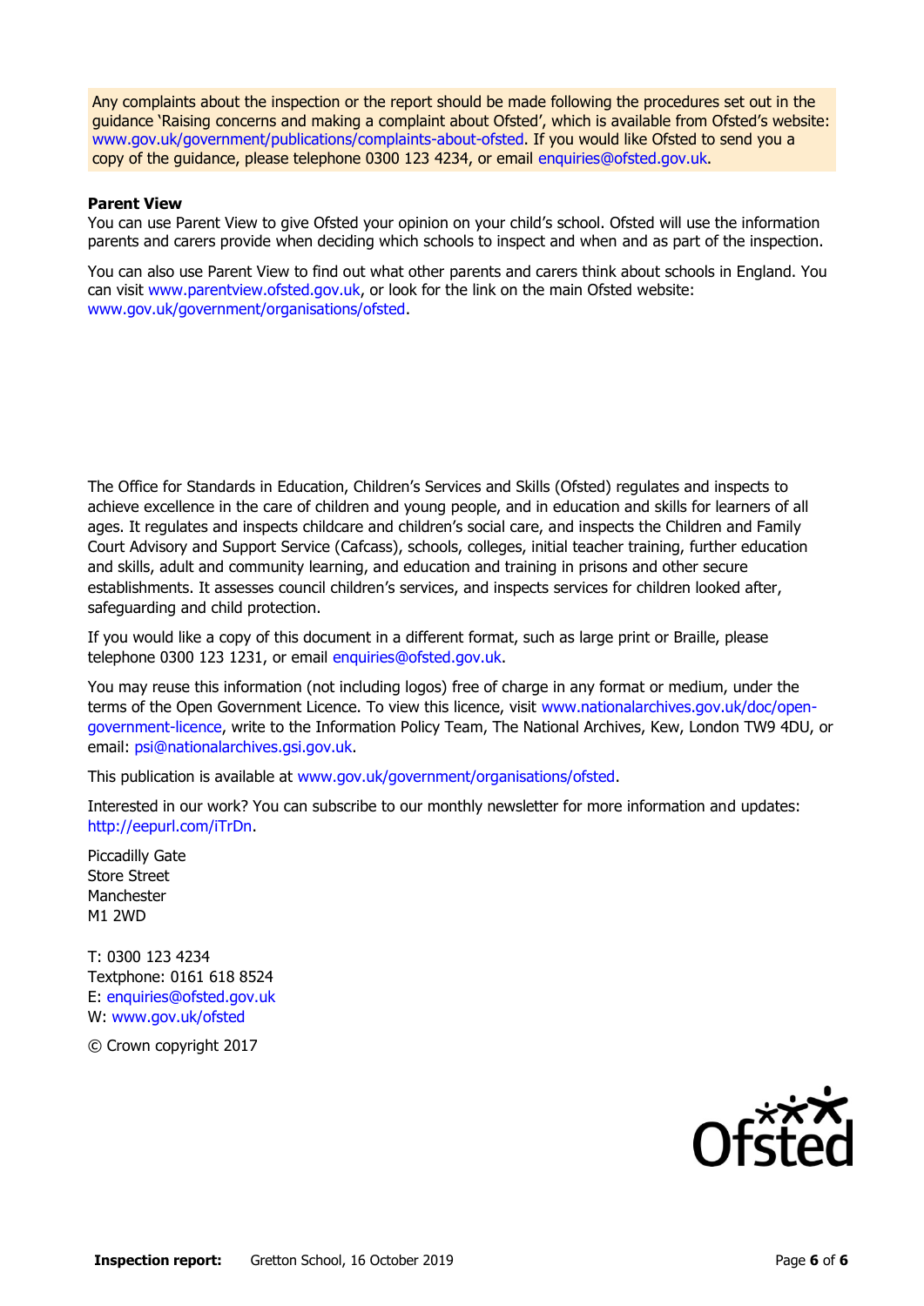Any complaints about the inspection or the report should be made following the procedures set out in the guidance 'Raising concerns and making a complaint about Ofsted', which is available from Ofsted's website: www.gov.uk/government/publications/complaints-about-ofsted. If you would like Ofsted to send you a copy of the guidance, please telephone 0300 123 4234, or email enquiries@ofsted.gov.uk.

**Parent View**

You can use Parent View to give Ofsted your opinion on your child's school. Ofsted will use the information parents and carers provide when deciding which schools to inspect and when and as part of the inspection.

You can also use Parent View to find out what other parents and carers think about schools in England. You can visit www.parentview.ofsted.gov.uk, or look for the link on the main Ofsted website: www.gov.uk/government/organisations/ofsted.

The Office for Standards in Education, Children's Services and Skills (Ofsted) regulates and inspects to achieve excellence in the care of children and young people, and in education and skills for learners of all ages. It regulates and inspects childcare and children's social care, and inspects the Children and Family Court Advisory and Support Service (Cafcass), schools, colleges, initial teacher training, further education and skills, adult and community learning, and education and training in prisons and other secure establishments. It assesses council children's services, and inspects services for children looked after, safeguarding and child protection.

If you would like a copy of this document in a different format, such as large print or Braille, please telephone 0300 123 1231, or email enquiries@ofsted.gov.uk.

You may reuse this information (not including logos) free of charge in any format or medium, under the terms of the Open Government Licence. To view this licence, visit www.nationalarchives.gov.uk/doc/open-government-licence, write to the Information Policy Team, The National Archives, Kew, London TW9 4DU, or email: psi@nationalarchives.gsi.gov.uk.

This publication is available at www.gov.uk/government/organisations/ofsted.

Interested in our work? You can subscribe to our monthly newsletter for more information and updates: http://eepurl.com/iTrDn.

Piccadilly Gate
Store Street
Manchester
M1 2WD

T: 0300 123 4234
Textphone: 0161 618 8524
E: enquiries@ofsted.gov.uk
W: www.gov.uk/ofsted

© Crown copyright 2017